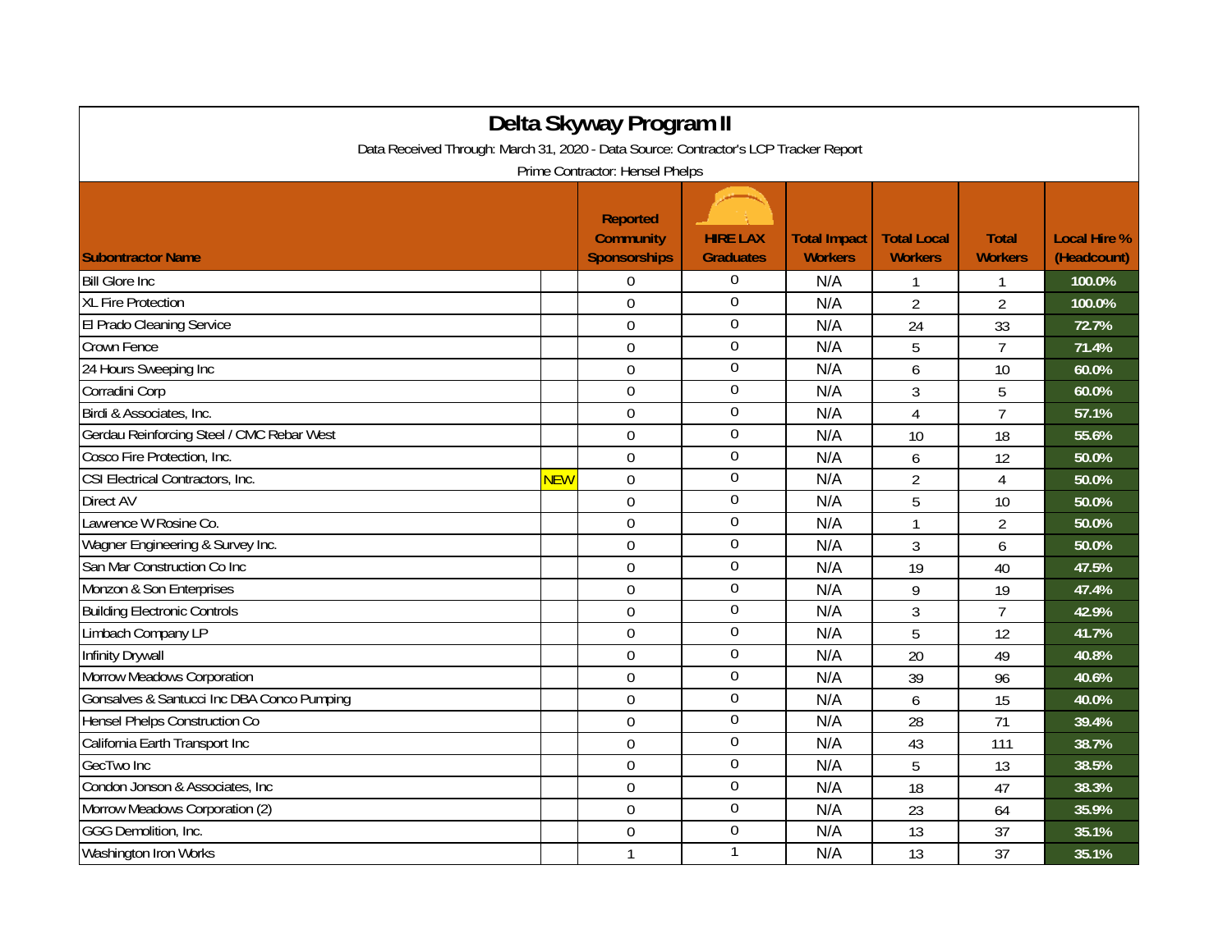# Delta Skyway Program II

Data Received Through: March 31, 2020 - Data Source: Contractor's LCP Tracker Report

Prime Contractor: Hensel Phelps

| Subontractor Name | | Reported Community Sponsorships | HIRE LAX Graduates | Total Impact Workers | Total Local Workers | Total Workers | Local Hire % (Headcount) |
|---|---|---|---|---|---|---|---|
| Bill Glore Inc | | 0 | 0 | N/A | 1 | 1 | 100.0% |
| XL Fire Protection | | 0 | 0 | N/A | 2 | 2 | 100.0% |
| El Prado Cleaning Service | | 0 | 0 | N/A | 24 | 33 | 72.7% |
| Crown Fence | | 0 | 0 | N/A | 5 | 7 | 71.4% |
| 24 Hours Sweeping Inc | | 0 | 0 | N/A | 6 | 10 | 60.0% |
| Corradini Corp | | 0 | 0 | N/A | 3 | 5 | 60.0% |
| Birdi & Associates, Inc. | | 0 | 0 | N/A | 4 | 7 | 57.1% |
| Gerdau Reinforcing Steel / CMC Rebar West | | 0 | 0 | N/A | 10 | 18 | 55.6% |
| Cosco Fire Protection, Inc. | | 0 | 0 | N/A | 6 | 12 | 50.0% |
| CSI Electrical Contractors, Inc. | NEW | 0 | 0 | N/A | 2 | 4 | 50.0% |
| Direct AV | | 0 | 0 | N/A | 5 | 10 | 50.0% |
| Lawrence W Rosine Co. | | 0 | 0 | N/A | 1 | 2 | 50.0% |
| Wagner Engineering & Survey Inc. | | 0 | 0 | N/A | 3 | 6 | 50.0% |
| San Mar Construction Co Inc | | 0 | 0 | N/A | 19 | 40 | 47.5% |
| Monzon & Son Enterprises | | 0 | 0 | N/A | 9 | 19 | 47.4% |
| Building Electronic Controls | | 0 | 0 | N/A | 3 | 7 | 42.9% |
| Limbach Company LP | | 0 | 0 | N/A | 5 | 12 | 41.7% |
| Infinity Drywall | | 0 | 0 | N/A | 20 | 49 | 40.8% |
| Morrow Meadows Corporation | | 0 | 0 | N/A | 39 | 96 | 40.6% |
| Gonsalves & Santucci Inc DBA Conco Pumping | | 0 | 0 | N/A | 6 | 15 | 40.0% |
| Hensel Phelps Construction Co | | 0 | 0 | N/A | 28 | 71 | 39.4% |
| California Earth Transport Inc | | 0 | 0 | N/A | 43 | 111 | 38.7% |
| GecTwo Inc | | 0 | 0 | N/A | 5 | 13 | 38.5% |
| Condon Jonson & Associates, Inc | | 0 | 0 | N/A | 18 | 47 | 38.3% |
| Morrow Meadows Corporation (2) | | 0 | 0 | N/A | 23 | 64 | 35.9% |
| GGG Demolition, Inc. | | 0 | 0 | N/A | 13 | 37 | 35.1% |
| Washington Iron Works | | 1 | 1 | N/A | 13 | 37 | 35.1% |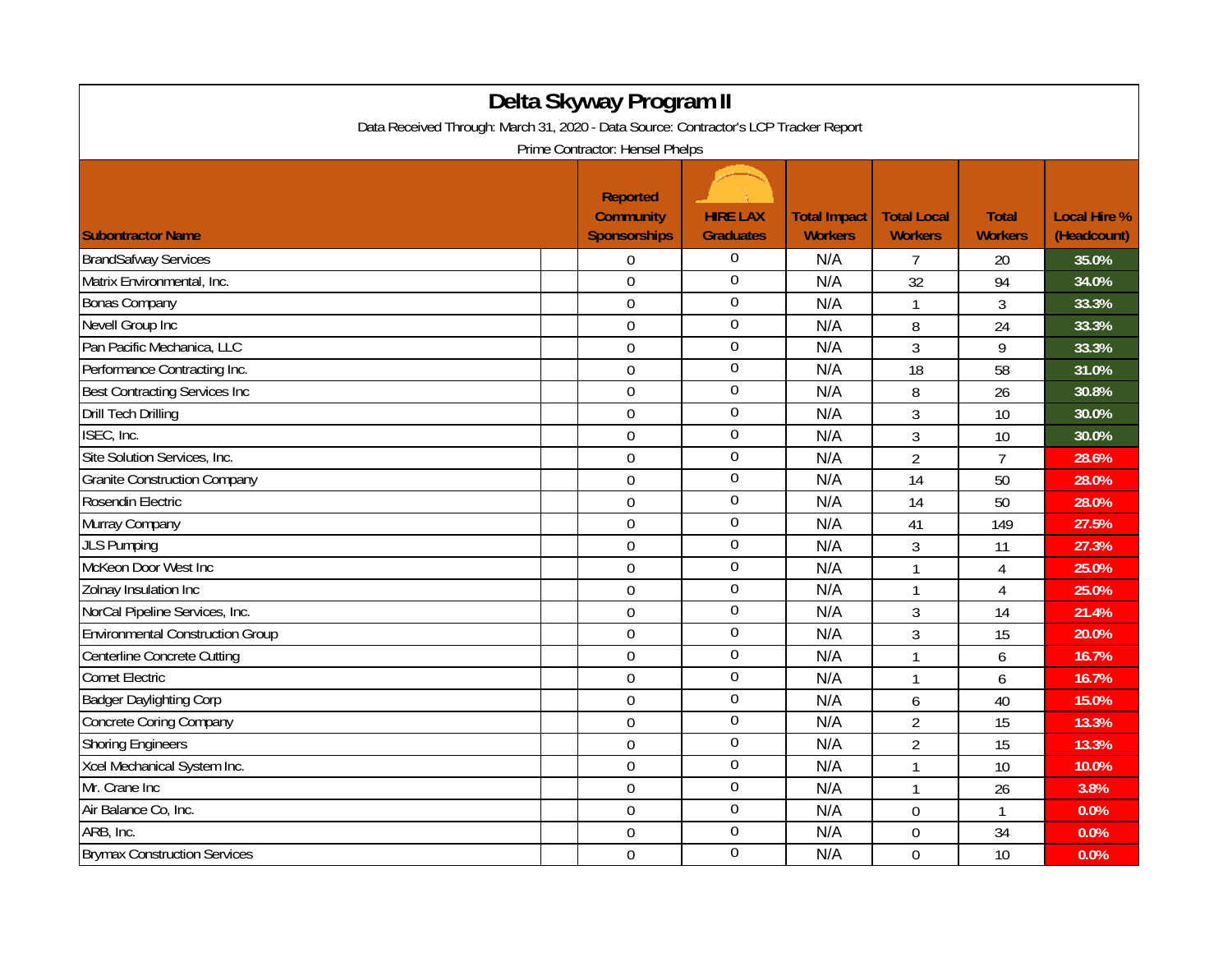# Delta Skyway Program II

Data Received Through: March 31, 2020 - Data Source: Contractor's LCP Tracker Report

Prime Contractor: Hensel Phelps

| Subontractor Name | Reported Community Sponsorships | HIRE LAX Graduates | Total Impact Workers | Total Local Workers | Total Workers | Local Hire % (Headcount) |
|---|---|---|---|---|---|---|
| BrandSafway Services | 0 | 0 | N/A | 7 | 20 | 35.0% |
| Matrix Environmental, Inc. | 0 | 0 | N/A | 32 | 94 | 34.0% |
| Bonas Company | 0 | 0 | N/A | 1 | 3 | 33.3% |
| Nevell Group Inc | 0 | 0 | N/A | 8 | 24 | 33.3% |
| Pan Pacific Mechanica, LLC | 0 | 0 | N/A | 3 | 9 | 33.3% |
| Performance Contracting Inc. | 0 | 0 | N/A | 18 | 58 | 31.0% |
| Best Contracting Services Inc | 0 | 0 | N/A | 8 | 26 | 30.8% |
| Drill Tech Drilling | 0 | 0 | N/A | 3 | 10 | 30.0% |
| ISEC, Inc. | 0 | 0 | N/A | 3 | 10 | 30.0% |
| Site Solution Services, Inc. | 0 | 0 | N/A | 2 | 7 | 28.6% |
| Granite Construction Company | 0 | 0 | N/A | 14 | 50 | 28.0% |
| Rosendin Electric | 0 | 0 | N/A | 14 | 50 | 28.0% |
| Murray Company | 0 | 0 | N/A | 41 | 149 | 27.5% |
| JLS Pumping | 0 | 0 | N/A | 3 | 11 | 27.3% |
| McKeon Door West Inc | 0 | 0 | N/A | 1 | 4 | 25.0% |
| Zolnay Insulation Inc | 0 | 0 | N/A | 1 | 4 | 25.0% |
| NorCal Pipeline Services, Inc. | 0 | 0 | N/A | 3 | 14 | 21.4% |
| Environmental Construction Group | 0 | 0 | N/A | 3 | 15 | 20.0% |
| Centerline Concrete Cutting | 0 | 0 | N/A | 1 | 6 | 16.7% |
| Comet Electric | 0 | 0 | N/A | 1 | 6 | 16.7% |
| Badger Daylighting Corp | 0 | 0 | N/A | 6 | 40 | 15.0% |
| Concrete Coring Company | 0 | 0 | N/A | 2 | 15 | 13.3% |
| Shoring Engineers | 0 | 0 | N/A | 2 | 15 | 13.3% |
| Xcel Mechanical System Inc. | 0 | 0 | N/A | 1 | 10 | 10.0% |
| Mr. Crane Inc | 0 | 0 | N/A | 1 | 26 | 3.8% |
| Air Balance Co, Inc. | 0 | 0 | N/A | 0 | 1 | 0.0% |
| ARB, Inc. | 0 | 0 | N/A | 0 | 34 | 0.0% |
| Brymax Construction Services | 0 | 0 | N/A | 0 | 10 | 0.0% |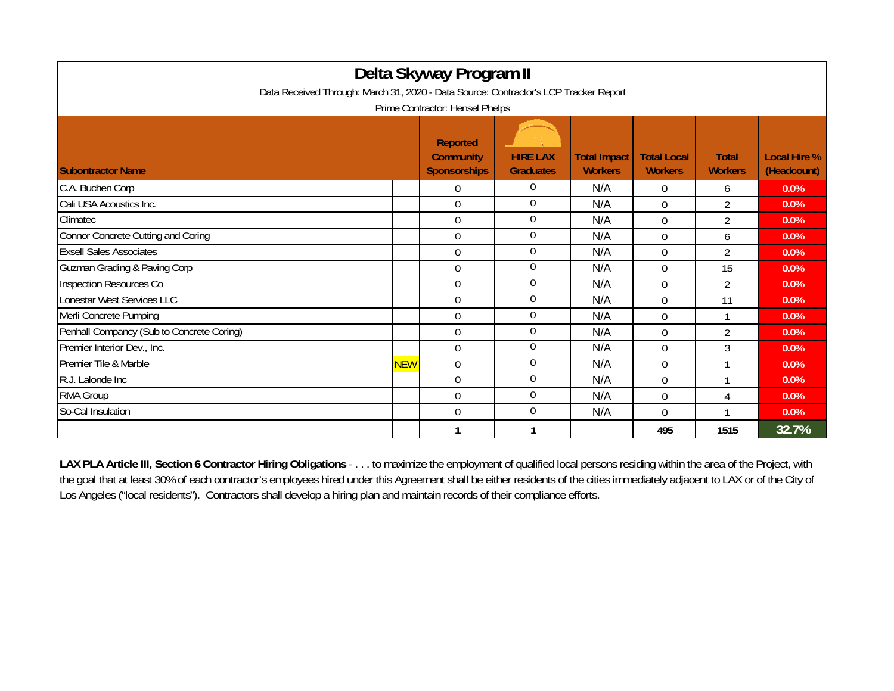# Delta Skyway Program II

Data Received Through: March 31, 2020 - Data Source: Contractor's LCP Tracker Report

Prime Contractor: Hensel Phelps

| Subontractor Name | | Reported Community Sponsorships | HIRE LAX Graduates | Total Impact Workers | Total Local Workers | Total Workers | Local Hire % (Headcount) |
|---|---|---|---|---|---|---|---|
| C.A. Buchen Corp | | 0 | 0 | N/A | 0 | 6 | 0.0% |
| Cali USA Acoustics Inc. | | 0 | 0 | N/A | 0 | 2 | 0.0% |
| Climatec | | 0 | 0 | N/A | 0 | 2 | 0.0% |
| Connor Concrete Cutting and Coring | | 0 | 0 | N/A | 0 | 6 | 0.0% |
| Exsell Sales Associates | | 0 | 0 | N/A | 0 | 2 | 0.0% |
| Guzman Grading & Paving Corp | | 0 | 0 | N/A | 0 | 15 | 0.0% |
| Inspection Resources Co | | 0 | 0 | N/A | 0 | 2 | 0.0% |
| Lonestar West Services LLC | | 0 | 0 | N/A | 0 | 11 | 0.0% |
| Merli Concrete Pumping | | 0 | 0 | N/A | 0 | 1 | 0.0% |
| Penhall Compancy (Sub to Concrete Coring) | | 0 | 0 | N/A | 0 | 2 | 0.0% |
| Premier Interior Dev., Inc. | | 0 | 0 | N/A | 0 | 3 | 0.0% |
| Premier Tile & Marble | NEW | 0 | 0 | N/A | 0 | 1 | 0.0% |
| R.J. Lalonde Inc | | 0 | 0 | N/A | 0 | 1 | 0.0% |
| RMA Group | | 0 | 0 | N/A | 0 | 4 | 0.0% |
| So-Cal Insulation | | 0 | 0 | N/A | 0 | 1 | 0.0% |
| | | 1 | 1 | | 495 | 1515 | 32.7% |

**LAX PLA Article III, Section 6 Contractor Hiring Obligations** - . . . to maximize the employment of qualified local persons residing within the area of the Project, with the goal that at least 30% of each contractor's employees hired under this Agreement shall be either residents of the cities immediately adjacent to LAX or of the City of Los Angeles ("local residents"). Contractors shall develop a hiring plan and maintain records of their compliance efforts.